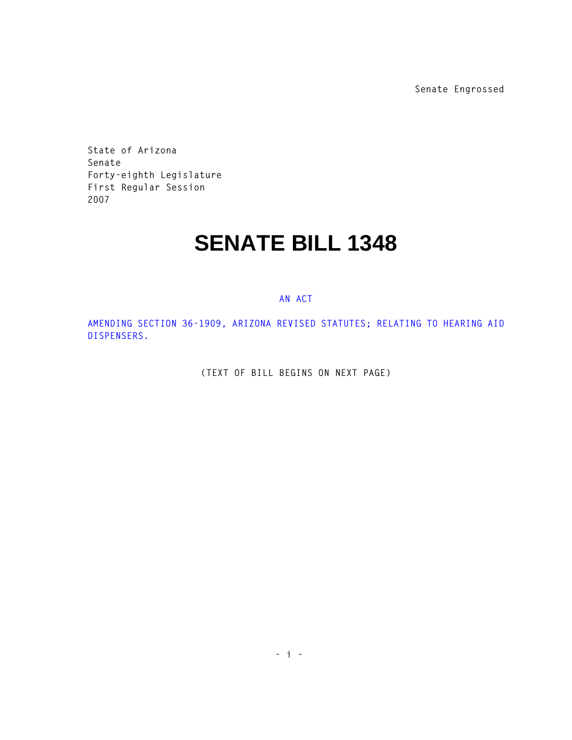Senate Engrossed

State of Arizona
Senate
Forty-eighth Legislature
First Regular Session
2007

# SENATE BILL 1348

AN ACT

AMENDING SECTION 36-1909, ARIZONA REVISED STATUTES; RELATING TO HEARING AID DISPENSERS.

(TEXT OF BILL BEGINS ON NEXT PAGE)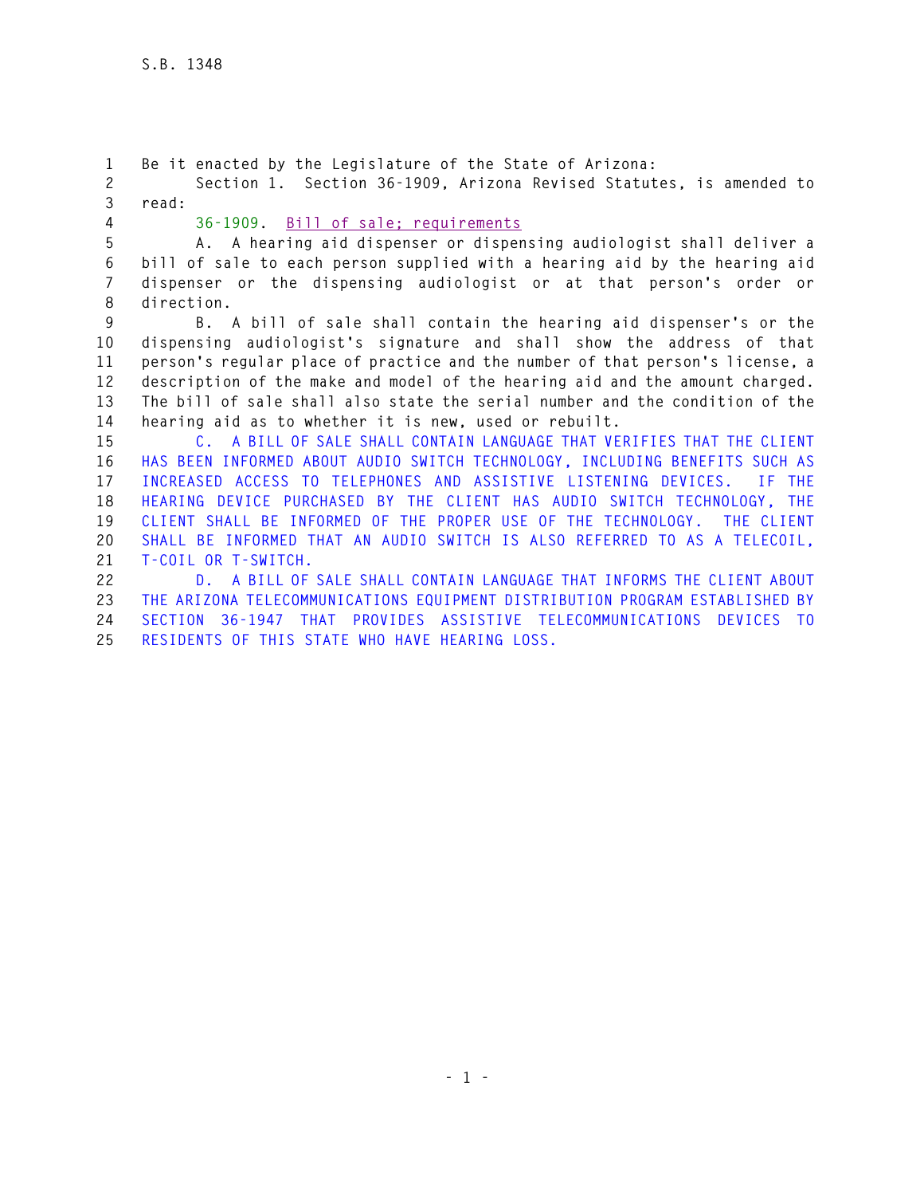Be it enacted by the Legislature of the State of Arizona:

Section 1. Section 36-1909, Arizona Revised Statutes, is amended to read:

36-1909. Bill of sale; requirements

A. A hearing aid dispenser or dispensing audiologist shall deliver a bill of sale to each person supplied with a hearing aid by the hearing aid dispenser or the dispensing audiologist or at that person's order or direction.

B. A bill of sale shall contain the hearing aid dispenser's or the dispensing audiologist's signature and shall show the address of that person's regular place of practice and the number of that person's license, a description of the make and model of the hearing aid and the amount charged. The bill of sale shall also state the serial number and the condition of the hearing aid as to whether it is new, used or rebuilt.

C. A BILL OF SALE SHALL CONTAIN LANGUAGE THAT VERIFIES THAT THE CLIENT HAS BEEN INFORMED ABOUT AUDIO SWITCH TECHNOLOGY, INCLUDING BENEFITS SUCH AS INCREASED ACCESS TO TELEPHONES AND ASSISTIVE LISTENING DEVICES. IF THE HEARING DEVICE PURCHASED BY THE CLIENT HAS AUDIO SWITCH TECHNOLOGY, THE CLIENT SHALL BE INFORMED OF THE PROPER USE OF THE TECHNOLOGY. THE CLIENT SHALL BE INFORMED THAT AN AUDIO SWITCH IS ALSO REFERRED TO AS A TELECOIL, T-COIL OR T-SWITCH.

D. A BILL OF SALE SHALL CONTAIN LANGUAGE THAT INFORMS THE CLIENT ABOUT THE ARIZONA TELECOMMUNICATIONS EQUIPMENT DISTRIBUTION PROGRAM ESTABLISHED BY SECTION 36-1947 THAT PROVIDES ASSISTIVE TELECOMMUNICATIONS DEVICES TO RESIDENTS OF THIS STATE WHO HAVE HEARING LOSS.